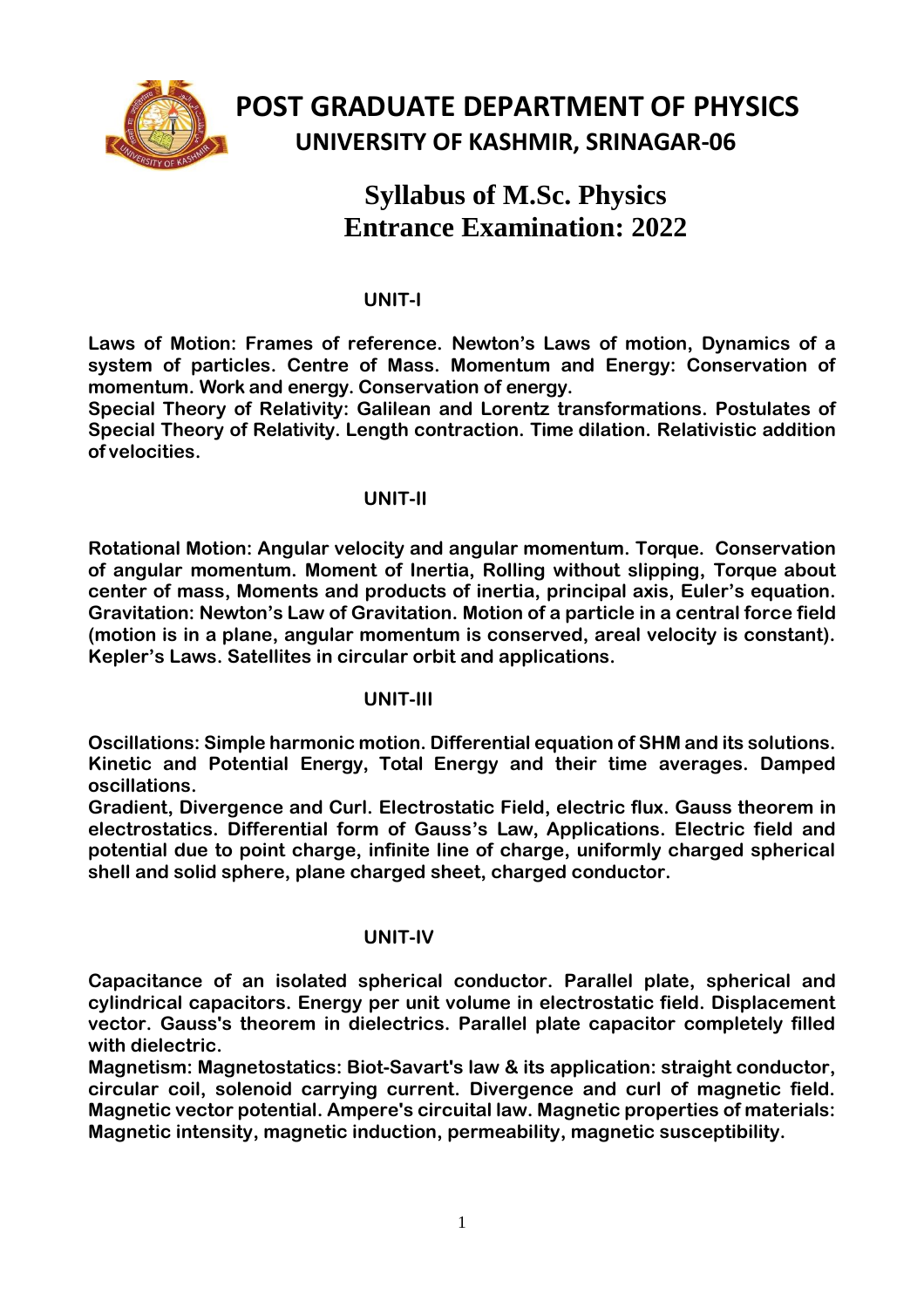# POST GRADUATE DEPARTMENT OF PHYSICS

## UNIVERSITY OF KASHMIR, SRINAGAR-06

# Syllabus of M.Sc. Physics Entrance Examination: 2022

### UNIT-I

**Laws of Motion: Frames of reference. Newton's Laws of motion, Dynamics of a system of particles. Centre of Mass. Momentum and Energy: Conservation of momentum. Work and energy. Conservation of energy.**

**Special Theory of Relativity: Galilean and Lorentz transformations. Postulates of Special Theory of Relativity. Length contraction. Time dilation. Relativistic addition of velocities.**

### UNIT-II

**Rotational Motion: Angular velocity and angular momentum. Torque. Conservation of angular momentum. Moment of Inertia, Rolling without slipping, Torque about center of mass, Moments and products of inertia, principal axis, Euler's equation.**

**Gravitation: Newton's Law of Gravitation. Motion of a particle in a central force field (motion is in a plane, angular momentum is conserved, areal velocity is constant). Kepler's Laws. Satellites in circular orbit and applications.**

### UNIT-III

**Oscillations: Simple harmonic motion. Differential equation of SHM and its solutions. Kinetic and Potential Energy, Total Energy and their time averages. Damped oscillations.**

**Gradient, Divergence and Curl. Electrostatic Field, electric flux. Gauss theorem in electrostatics. Differential form of Gauss's Law, Applications. Electric field and potential due to point charge, infinite line of charge, uniformly charged spherical shell and solid sphere, plane charged sheet, charged conductor.**

### UNIT-IV

**Capacitance of an isolated spherical conductor. Parallel plate, spherical and cylindrical capacitors. Energy per unit volume in electrostatic field. Displacement vector. Gauss's theorem in dielectrics. Parallel plate capacitor completely filled with dielectric.**

**Magnetism: Magnetostatics: Biot-Savart's law & its application: straight conductor, circular coil, solenoid carrying current. Divergence and curl of magnetic field. Magnetic vector potential. Ampere's circuital law. Magnetic properties of materials: Magnetic intensity, magnetic induction, permeability, magnetic susceptibility.**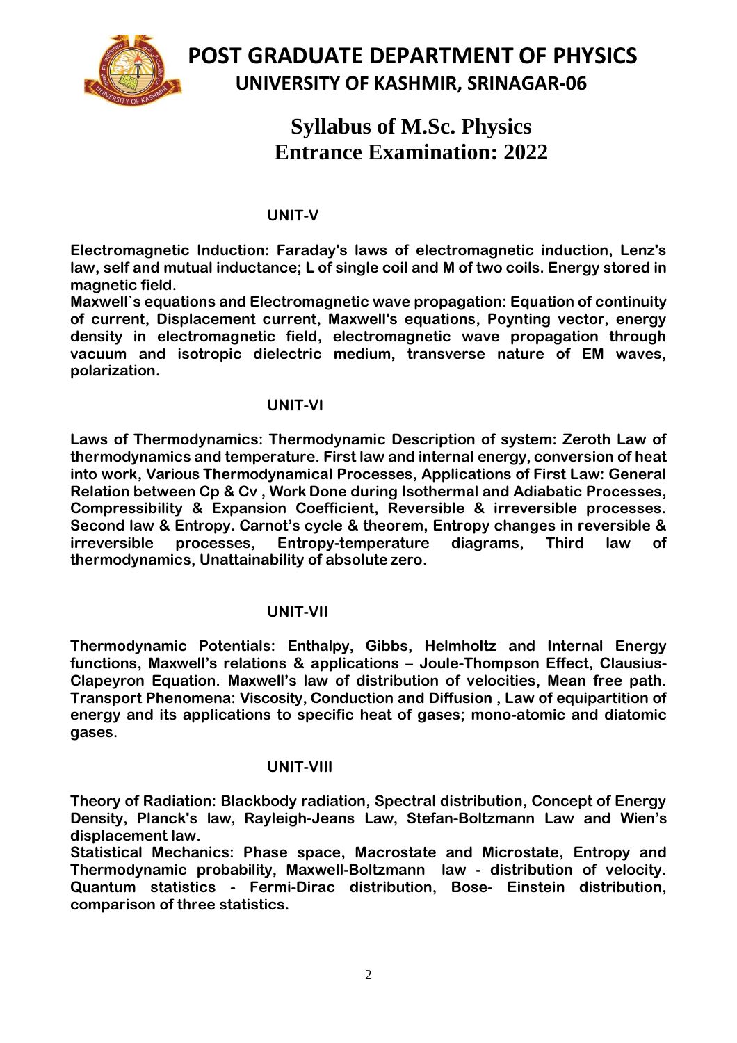# POST GRADUATE DEPARTMENT OF PHYSICS

## UNIVERSITY OF KASHMIR, SRINAGAR-06

## Syllabus of M.Sc. Physics Entrance Examination: 2022

### UNIT-V

**Electromagnetic Induction: Faraday's laws of electromagnetic induction, Lenz's law, self and mutual inductance; L of single coil and M of two coils. Energy stored in magnetic field.**

**Maxwell`s equations and Electromagnetic wave propagation: Equation of continuity of current, Displacement current, Maxwell's equations, Poynting vector, energy density in electromagnetic field, electromagnetic wave propagation through vacuum and isotropic dielectric medium, transverse nature of EM waves, polarization.**

### UNIT-VI

**Laws of Thermodynamics: Thermodynamic Description of system: Zeroth Law of thermodynamics and temperature. First law and internal energy, conversion of heat into work, Various Thermodynamical Processes, Applications of First Law: General Relation between Cp & Cv , Work Done during Isothermal and Adiabatic Processes, Compressibility & Expansion Coefficient, Reversible & irreversible processes. Second law & Entropy. Carnot's cycle & theorem, Entropy changes in reversible & irreversible processes, Entropy-temperature diagrams, Third law of thermodynamics, Unattainability of absolute zero.**

### UNIT-VII

**Thermodynamic Potentials: Enthalpy, Gibbs, Helmholtz and Internal Energy functions, Maxwell's relations & applications – Joule-Thompson Effect, Clausius-Clapeyron Equation. Maxwell's law of distribution of velocities, Mean free path. Transport Phenomena: Viscosity, Conduction and Diffusion , Law of equipartition of energy and its applications to specific heat of gases; mono-atomic and diatomic gases.**

### UNIT-VIII

**Theory of Radiation: Blackbody radiation, Spectral distribution, Concept of Energy Density, Planck's law, Rayleigh-Jeans Law, Stefan-Boltzmann Law and Wien's displacement law.**

**Statistical Mechanics: Phase space, Macrostate and Microstate, Entropy and Thermodynamic probability, Maxwell-Boltzmann law - distribution of velocity. Quantum statistics - Fermi-Dirac distribution, Bose- Einstein distribution, comparison of three statistics.**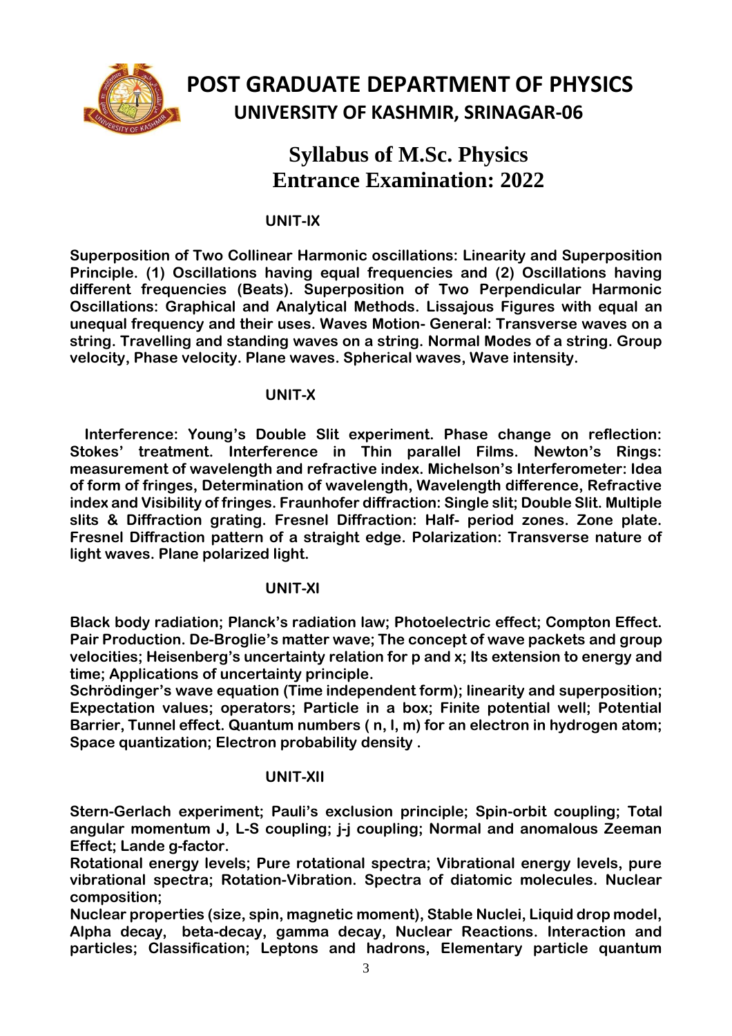# POST GRADUATE DEPARTMENT OF PHYSICS

## UNIVERSITY OF KASHMIR, SRINAGAR-06

## Syllabus of M.Sc. Physics Entrance Examination: 2022

### UNIT-IX

**Superposition of Two Collinear Harmonic oscillations: Linearity and Superposition Principle. (1) Oscillations having equal frequencies and (2) Oscillations having different frequencies (Beats). Superposition of Two Perpendicular Harmonic Oscillations: Graphical and Analytical Methods. Lissajous Figures with equal an unequal frequency and their uses. Waves Motion- General: Transverse waves on a string. Travelling and standing waves on a string. Normal Modes of a string. Group velocity, Phase velocity. Plane waves. Spherical waves, Wave intensity.**

### UNIT-X

**Interference: Young's Double Slit experiment. Phase change on reflection: Stokes' treatment. Interference in Thin parallel Films. Newton's Rings: measurement of wavelength and refractive index. Michelson's Interferometer: Idea of form of fringes, Determination of wavelength, Wavelength difference, Refractive index and Visibility of fringes. Fraunhofer diffraction: Single slit; Double Slit. Multiple slits & Diffraction grating. Fresnel Diffraction: Half- period zones. Zone plate. Fresnel Diffraction pattern of a straight edge. Polarization: Transverse nature of light waves. Plane polarized light.**

### UNIT-XI

**Black body radiation; Planck's radiation law; Photoelectric effect; Compton Effect. Pair Production. De-Broglie's matter wave; The concept of wave packets and group velocities; Heisenberg's uncertainty relation for p and x; Its extension to energy and time; Applications of uncertainty principle.**

**Schrödinger's wave equation (Time independent form); linearity and superposition; Expectation values; operators; Particle in a box; Finite potential well; Potential Barrier, Tunnel effect. Quantum numbers ( n, l, m) for an electron in hydrogen atom; Space quantization; Electron probability density .**

### UNIT-XII

**Stern-Gerlach experiment; Pauli's exclusion principle; Spin-orbit coupling; Total angular momentum J, L-S coupling; j-j coupling; Normal and anomalous Zeeman Effect; Lande g-factor.**

**Rotational energy levels; Pure rotational spectra; Vibrational energy levels, pure vibrational spectra; Rotation-Vibration. Spectra of diatomic molecules. Nuclear composition;**

**Nuclear properties (size, spin, magnetic moment), Stable Nuclei, Liquid drop model, Alpha decay, beta-decay, gamma decay, Nuclear Reactions. Interaction and particles; Classification; Leptons and hadrons, Elementary particle quantum**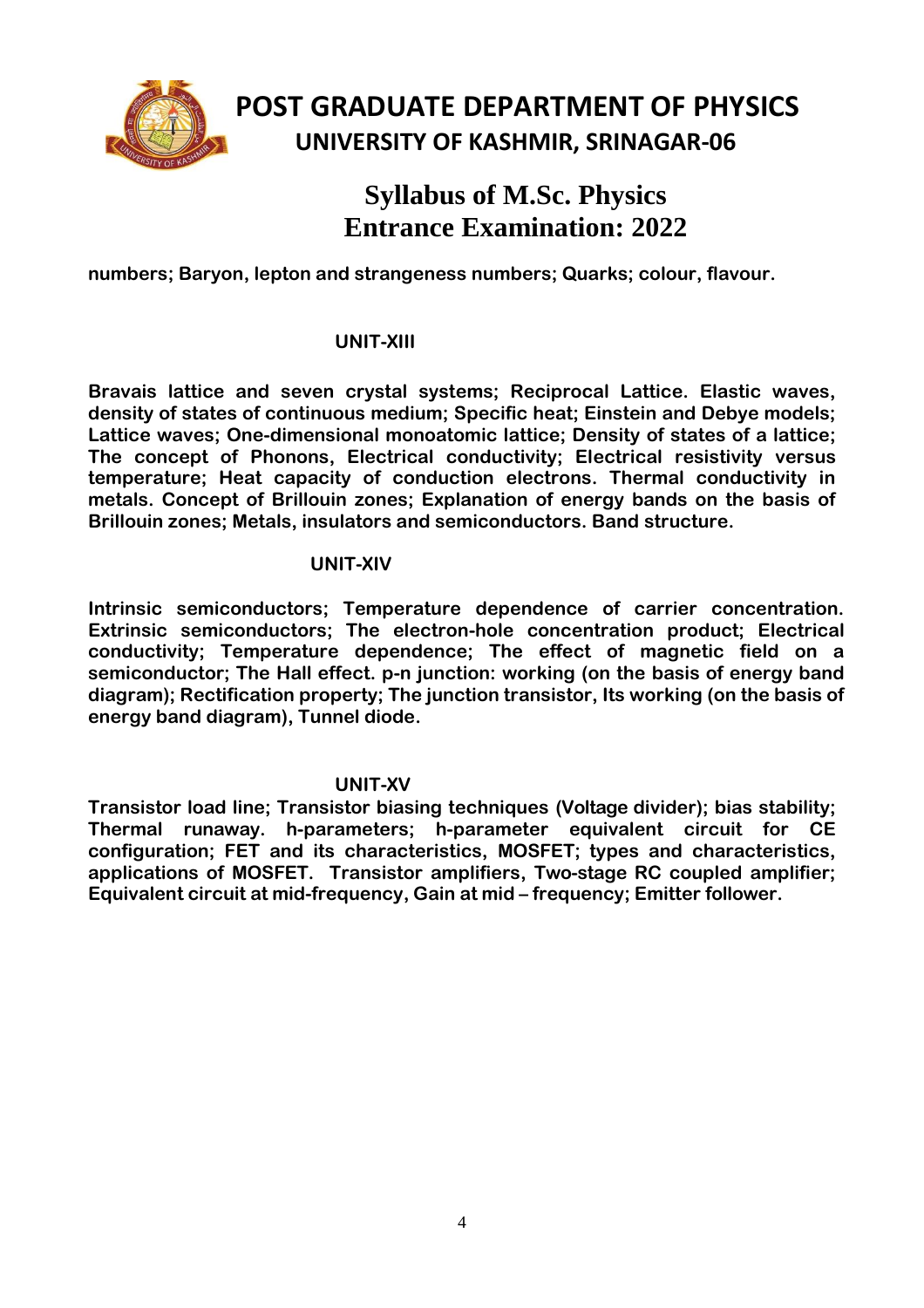numbers; Baryon, lepton and strangeness numbers; Quarks; colour, flavour.

## UNIT-XIII

Bravais lattice and seven crystal systems; Reciprocal Lattice. Elastic waves, density of states of continuous medium; Specific heat; Einstein and Debye models; Lattice waves; One-dimensional monoatomic lattice; Density of states of a lattice; The concept of Phonons, Electrical conductivity; Electrical resistivity versus temperature; Heat capacity of conduction electrons. Thermal conductivity in metals. Concept of Brillouin zones; Explanation of energy bands on the basis of Brillouin zones; Metals, insulators and semiconductors. Band structure.

## UNIT-XIV

Intrinsic semiconductors; Temperature dependence of carrier concentration. Extrinsic semiconductors; The electron-hole concentration product; Electrical conductivity; Temperature dependence; The effect of magnetic field on a semiconductor; The Hall effect. p-n junction: working (on the basis of energy band diagram); Rectification property; The junction transistor, Its working (on the basis of energy band diagram), Tunnel diode.

## UNIT-XV

Transistor load line; Transistor biasing techniques (Voltage divider); bias stability; Thermal runaway. h-parameters; h-parameter equivalent circuit for CE configuration; FET and its characteristics, MOSFET; types and characteristics, applications of MOSFET. Transistor amplifiers, Two-stage RC coupled amplifier; Equivalent circuit at mid-frequency, Gain at mid – frequency; Emitter follower.